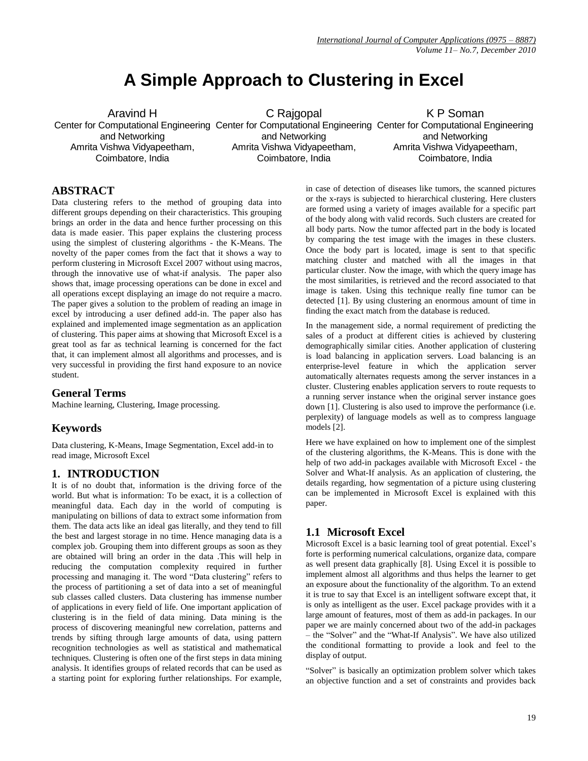# A Simple Approach to Clustering in Excel

Aravind H
Center for Computational Engineering and Networking
Amrita Vishwa Vidyapeetham,
Coimbatore, India

C Rajgopal
Center for Computational Engineering and Networking
Amrita Vishwa Vidyapeetham,
Coimbatore, India

K P Soman
Center for Computational Engineering and Networking
Amrita Vishwa Vidyapeetham,
Coimbatore, India

## ABSTRACT

Data clustering refers to the method of grouping data into different groups depending on their characteristics. This grouping brings an order in the data and hence further processing on this data is made easier. This paper explains the clustering process using the simplest of clustering algorithms - the K-Means. The novelty of the paper comes from the fact that it shows a way to perform clustering in Microsoft Excel 2007 without using macros, through the innovative use of what-if analysis. The paper also shows that, image processing operations can be done in excel and all operations except displaying an image do not require a macro. The paper gives a solution to the problem of reading an image in excel by introducing a user defined add-in. The paper also has explained and implemented image segmentation as an application of clustering. This paper aims at showing that Microsoft Excel is a great tool as far as technical learning is concerned for the fact that, it can implement almost all algorithms and processes, and is very successful in providing the first hand exposure to an novice student.

### General Terms

Machine learning, Clustering, Image processing.

### Keywords

Data clustering, K-Means, Image Segmentation, Excel add-in to read image, Microsoft Excel

## 1. INTRODUCTION

It is of no doubt that, information is the driving force of the world. But what is information: To be exact, it is a collection of meaningful data. Each day in the world of computing is manipulating on billions of data to extract some information from them. The data acts like an ideal gas literally, and they tend to fill the best and largest storage in no time. Hence managing data is a complex job. Grouping them into different groups as soon as they are obtained will bring an order in the data .This will help in reducing the computation complexity required in further processing and managing it. The word "Data clustering" refers to the process of partitioning a set of data into a set of meaningful sub classes called clusters. Data clustering has immense number of applications in every field of life. One important application of clustering is in the field of data mining. Data mining is the process of discovering meaningful new correlation, patterns and trends by sifting through large amounts of data, using pattern recognition technologies as well as statistical and mathematical techniques. Clustering is often one of the first steps in data mining analysis. It identifies groups of related records that can be used as a starting point for exploring further relationships. For example, in case of detection of diseases like tumors, the scanned pictures or the x-rays is subjected to hierarchical clustering. Here clusters are formed using a variety of images available for a specific part of the body along with valid records. Such clusters are created for all body parts. Now the tumor affected part in the body is located by comparing the test image with the images in these clusters. Once the body part is located, image is sent to that specific matching cluster and matched with all the images in that particular cluster. Now the image, with which the query image has the most similarities, is retrieved and the record associated to that image is taken. Using this technique really fine tumor can be detected [1]. By using clustering an enormous amount of time in finding the exact match from the database is reduced.

In the management side, a normal requirement of predicting the sales of a product at different cities is achieved by clustering demographically similar cities. Another application of clustering is load balancing in application servers. Load balancing is an enterprise-level feature in which the application server automatically alternates requests among the server instances in a cluster. Clustering enables application servers to route requests to a running server instance when the original server instance goes down [1]. Clustering is also used to improve the performance (i.e. perplexity) of language models as well as to compress language models [2].

Here we have explained on how to implement one of the simplest of the clustering algorithms, the K-Means. This is done with the help of two add-in packages available with Microsoft Excel - the Solver and What-If analysis. As an application of clustering, the details regarding, how segmentation of a picture using clustering can be implemented in Microsoft Excel is explained with this paper.

### 1.1 Microsoft Excel

Microsoft Excel is a basic learning tool of great potential. Excel's forte is performing numerical calculations, organize data, compare as well present data graphically [8]. Using Excel it is possible to implement almost all algorithms and thus helps the learner to get an exposure about the functionality of the algorithm. To an extend it is true to say that Excel is an intelligent software except that, it is only as intelligent as the user. Excel package provides with it a large amount of features, most of them as add-in packages. In our paper we are mainly concerned about two of the add-in packages – the "Solver" and the "What-If Analysis". We have also utilized the conditional formatting to provide a look and feel to the display of output.

"Solver" is basically an optimization problem solver which takes an objective function and a set of constraints and provides back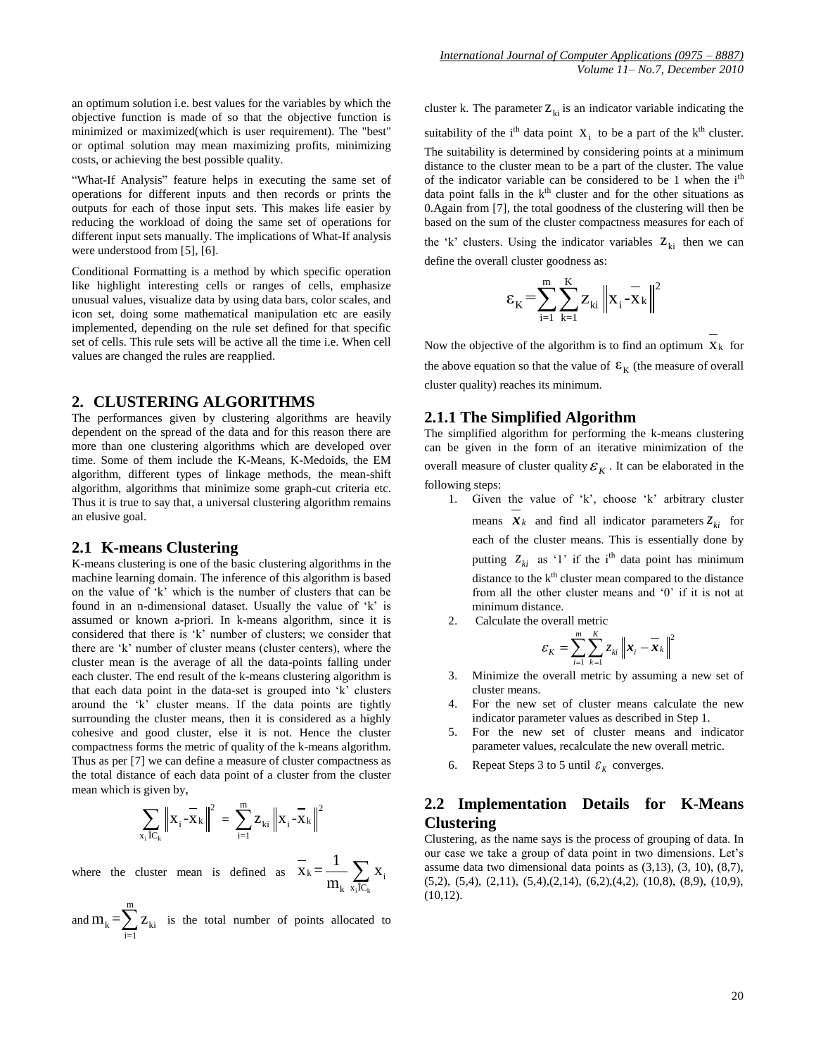an optimum solution i.e. best values for the variables by which the objective function is made of so that the objective function is minimized or maximized(which is user requirement). The "best" or optimal solution may mean maximizing profits, minimizing costs, or achieving the best possible quality.

"What-If Analysis" feature helps in executing the same set of operations for different inputs and then records or prints the outputs for each of those input sets. This makes life easier by reducing the workload of doing the same set of operations for different input sets manually. The implications of What-If analysis were understood from [5], [6].

Conditional Formatting is a method by which specific operation like highlight interesting cells or ranges of cells, emphasize unusual values, visualize data by using data bars, color scales, and icon set, doing some mathematical manipulation etc are easily implemented, depending on the rule set defined for that specific set of cells. This rule sets will be active all the time i.e. When cell values are changed the rules are reapplied.

## 2. CLUSTERING ALGORITHMS

The performances given by clustering algorithms are heavily dependent on the spread of the data and for this reason there are more than one clustering algorithms which are developed over time. Some of them include the K-Means, K-Medoids, the EM algorithm, different types of linkage methods, the mean-shift algorithm, algorithms that minimize some graph-cut criteria etc. Thus it is true to say that, a universal clustering algorithm remains an elusive goal.

### 2.1 K-means Clustering

K-means clustering is one of the basic clustering algorithms in the machine learning domain. The inference of this algorithm is based on the value of 'k' which is the number of clusters that can be found in an n-dimensional dataset. Usually the value of 'k' is assumed or known a-priori. In k-means algorithm, since it is considered that there is 'k' number of clusters; we consider that there are 'k' number of cluster means (cluster centers), where the cluster mean is the average of all the data-points falling under each cluster. The end result of the k-means clustering algorithm is that each data point in the data-set is grouped into 'k' clusters around the 'k' cluster means. If the data points are tightly surrounding the cluster means, then it is considered as a highly cohesive and good cluster, else it is not. Hence the cluster compactness forms the metric of quality of the k-means algorithm. Thus as per [7] we can define a measure of cluster compactness as the total distance of each data point of a cluster from the cluster mean which is given by,

$$\sum_{x_i \in C_k} \left\| x_i - \overline{x}_k \right\|^2 = \sum_{i=1}^{m} z_{ki} \left\| x_i - \overline{x}_k \right\|^2$$

where the cluster mean is defined as $\overline{x}_k = \frac{1}{m_k} \sum_{x_i \in C_k} x_i$

and $m_k = \sum_{i=1}^{m} z_{ki}$ is the total number of points allocated to cluster k. The parameter $z_{ki}$ is an indicator variable indicating the suitability of the i[th] data point $x_i$ to be a part of the k[th] cluster. The suitability is determined by considering points at a minimum distance to the cluster mean to be a part of the cluster. The value of the indicator variable can be considered to be 1 when the i[th] data point falls in the k[th] cluster and for the other situations as 0.Again from [7], the total goodness of the clustering will then be based on the sum of the cluster compactness measures for each of the 'k' clusters. Using the indicator variables $z_{ki}$ then we can define the overall cluster goodness as:

$$\varepsilon_K = \sum_{i=1}^{m} \sum_{k=1}^{K} z_{ki} \left\| x_i - \overline{x}_k \right\|^2$$

Now the objective of the algorithm is to find an optimum $\overline{x}_k$ for the above equation so that the value of $\varepsilon_K$ (the measure of overall cluster quality) reaches its minimum.

#### 2.1.1 The Simplified Algorithm

The simplified algorithm for performing the k-means clustering can be given in the form of an iterative minimization of the overall measure of cluster quality $\varepsilon_K$. It can be elaborated in the following steps:

1. Given the value of 'k', choose 'k' arbitrary cluster means $\overline{x}_k$ and find all indicator parameters $z_{ki}$ for each of the cluster means. This is essentially done by putting $z_{ki}$ as '1' if the i[th] data point has minimum distance to the k[th] cluster mean compared to the distance from all the other cluster means and '0' if it is not at minimum distance.
2. Calculate the overall metric
$$\varepsilon_K = \sum_{i=1}^{m} \sum_{k=1}^{K} z_{ki} \left\| x_i - \overline{x}_k \right\|^2$$
3. Minimize the overall metric by assuming a new set of cluster means.
4. For the new set of cluster means calculate the new indicator parameter values as described in Step 1.
5. For the new set of cluster means and indicator parameter values, recalculate the new overall metric.
6. Repeat Steps 3 to 5 until $\varepsilon_K$ converges.

### 2.2 Implementation Details for K-Means Clustering

Clustering, as the name says is the process of grouping of data. In our case we take a group of data point in two dimensions. Let's assume data two dimensional data points as (3,13), (3, 10), (8,7), (5,2), (5,4), (2,11), (5,4),(2,14), (6,2),(4,2), (10,8), (8,9), (10,9), (10,12).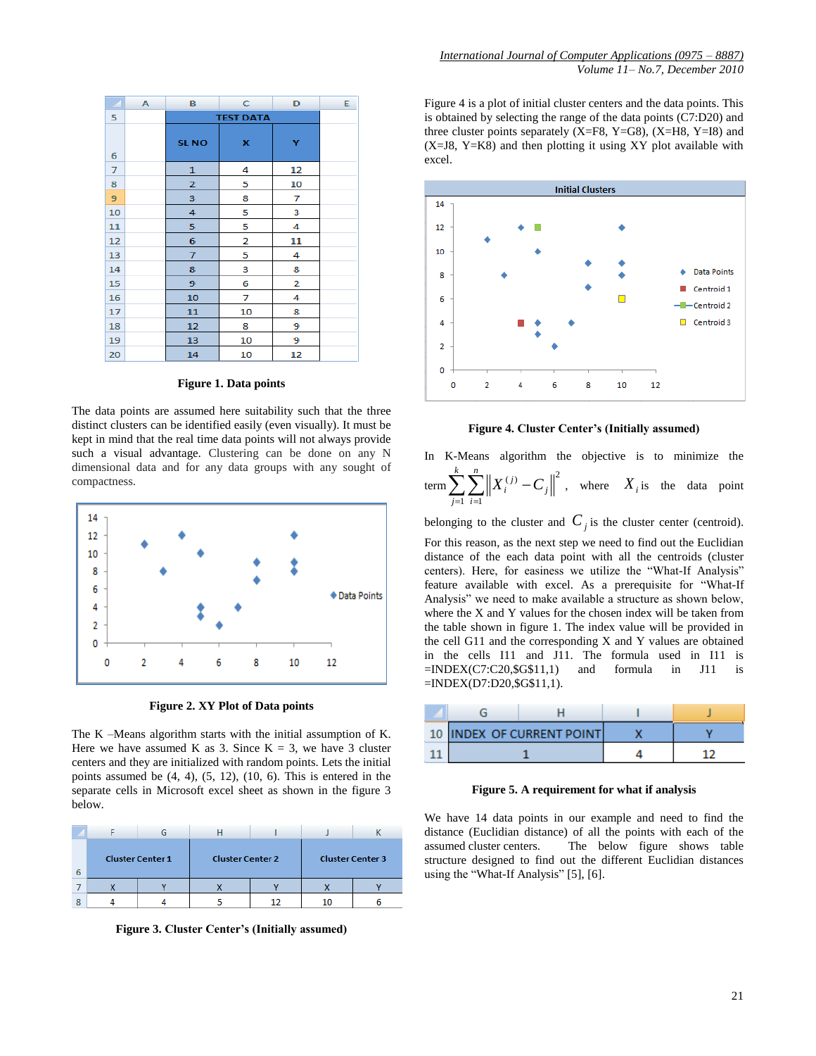| | A | B | C | D | E |
|---|---|---|---|---|---|
| 5 | | TEST DATA | | | |
| 6 | | SL NO | X | Y | |
| 7 | | 1 | 4 | 12 | |
| 8 | | 2 | 5 | 10 | |
| 9 | | 3 | 8 | 7 | |
| 10 | | 4 | 5 | 3 | |
| 11 | | 5 | 5 | 4 | |
| 12 | | 6 | 2 | 11 | |
| 13 | | 7 | 5 | 4 | |
| 14 | | 8 | 3 | 8 | |
| 15 | | 9 | 6 | 2 | |
| 16 | | 10 | 7 | 4 | |
| 17 | | 11 | 10 | 8 | |
| 18 | | 12 | 8 | 9 | |
| 19 | | 13 | 10 | 9 | |
| 20 | | 14 | 10 | 12 | |

**Figure 1. Data points**

The data points are assumed here suitability such that the three distinct clusters can be identified easily (even visually). It must be kept in mind that the real time data points will not always provide such a visual advantage. Clustering can be done on any N dimensional data and for any data groups with any sought of compactness.

**Figure 2. XY Plot of Data points**

The K –Means algorithm starts with the initial assumption of K. Here we have assumed K as 3. Since K = 3, we have 3 cluster centers and they are initialized with random points. Lets the initial points assumed be (4, 4), (5, 12), (10, 6). This is entered in the separate cells in Microsoft excel sheet as shown in the figure 3 below.

| | F | G | H | I | J | K |
|---|---|---|---|---|---|---|
| 6 | Cluster Center 1 | | Cluster Center 2 | | Cluster Center 3 | |
| 7 | X | Y | X | Y | X | Y |
| 8 | 4 | 4 | 5 | 12 | 10 | 6 |

**Figure 3. Cluster Center's (Initially assumed)**

Figure 4 is a plot of initial cluster centers and the data points. This is obtained by selecting the range of the data points (C7:D20) and three cluster points separately (X=F8, Y=G8), (X=H8, Y=I8) and (X=J8, Y=K8) and then plotting it using XY plot available with excel.

**Figure 4. Cluster Center's (Initially assumed)**

In K-Means algorithm the objective is to minimize the term $\sum_{j=1}^{k}\sum_{i=1}^{n}\left\|X_i^{(j)} - C_j\right\|^2$, where $X_i$ is the data point belonging to the cluster and $C_j$ is the cluster center (centroid). For this reason, as the next step we need to find out the Euclidian distance of the each data point with all the centroids (cluster centers). Here, for easiness we utilize the "What-If Analysis" feature available with excel. As a prerequisite for "What-If Analysis" we need to make available a structure as shown below, where the X and Y values for the chosen index will be taken from the table shown in figure 1. The index value will be provided in the cell G11 and the corresponding X and Y values are obtained in the cells I11 and J11. The formula used in I11 is =INDEX(C7:C20,$G$11,1) and formula in J11 is =INDEX(D7:D20,$G$11,1).

| | G | H | I | J |
|---|---|---|---|---|
| 10 | INDEX OF CURRENT POINT | | X | Y |
| 11 | 1 | | 4 | 12 |

**Figure 5. A requirement for what if analysis**

We have 14 data points in our example and need to find the distance (Euclidian distance) of all the points with each of the assumed cluster centers. The below figure shows table structure designed to find out the different Euclidian distances using the "What-If Analysis" [5], [6].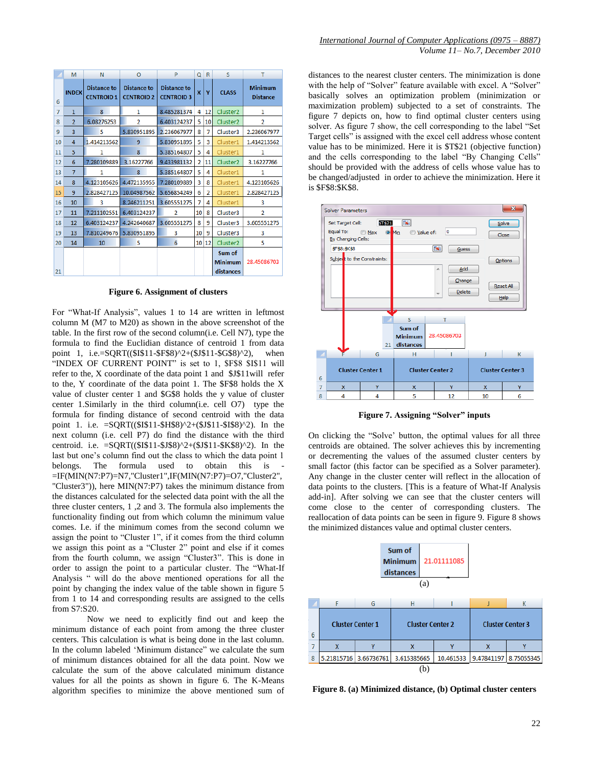| | M | N | O | P | Q | R | S | T |
|---|---|---|---|---|---|---|---|---|
| 6 | INDEX | Distance to CENTROID 1 | Distance to CENTROID 2 | Distance to CENTROID 3 | X | Y | CLASS | Minimum Distance |
| 7 | 1 | 8 | 1 | 8.485281374 | 4 | 12 | Cluster2 | 1 |
| 8 | 2 | 6.08276253 | 2 | 6.403124237 | 5 | 10 | Cluster2 | 2 |
| 9 | 3 | 5 | 5.830951895 | 2.236067977 | 8 | 7 | Cluster3 | 2.236067977 |
| 10 | 4 | 1.414213562 | 9 | 5.830951895 | 5 | 3 | Cluster1 | 1.414213562 |
| 11 | 5 | 1 | 8 | 5.385164807 | 5 | 4 | Cluster1 | 1 |
| 12 | 6 | 7.280109889 | 3.16227766 | 9.433981132 | 2 | 11 | Cluster2 | 3.16227766 |
| 13 | 7 | 1 | 8 | 5.385164807 | 5 | 4 | Cluster1 | 1 |
| 14 | 8 | 4.123105626 | 4.472135955 | 7.280109889 | 3 | 8 | Cluster1 | 4.123105626 |
| 15 | 9 | 2.828427125 | 10.04987562 | 5.656854249 | 6 | 2 | Cluster1 | 2.828427125 |
| 16 | 10 | 3 | 8.246211251 | 3.605551275 | 7 | 4 | Cluster1 | 3 |
| 17 | 11 | 7.211102551 | 6.403124237 | 2 | 10 | 8 | Cluster3 | 2 |
| 18 | 12 | 6.403124237 | 4.242640687 | 3.605551275 | 8 | 9 | Cluster3 | 3.605551275 |
| 19 | 13 | 7.810249676 | 5.830951895 | 3 | 10 | 9 | Cluster3 | 3 |
| 20 | 14 | 10 | 5 | 6 | 10 | 12 | Cluster2 | 5 |
| 21 | | | | | | | Sum of Minimum distances | 28.45086703 |

**Figure 6. Assignment of clusters**

For "What-If Analysis", values 1 to 14 are written in leftmost column M (M7 to M20) as shown in the above screenshot of the table. In the first row of the second column(i.e. Cell N7), type the formula to find the Euclidian distance of centroid 1 from data point 1, i.e.=SQRT(($I$11-$F$8)^2+($J$11-$G$8)^2), when "INDEX OF CURRENT POINT" is set to 1, $F$8 $I$11 will refer to the, X coordinate of the data point 1 and $J$11will refer to the, Y coordinate of the data point 1. The $F$8 holds the X value of cluster center 1 and $G$8 holds the y value of cluster center 1.Similarly in the third column(i.e. cell O7) type the formula for finding distance of second centroid with the data point 1. i.e. =SQRT(($I$11-$H$8)^2+($J$11-$I$8)^2). In the next column (i.e. cell P7) do find the distance with the third centroid. i.e. =SQRT(($I$11-$J$8)^2+($J$11-$K$8)^2). In the last but one's column find out the class to which the data point 1 belongs. The formula used to obtain this is -=IF(MIN(N7:P7)=N7,"Cluster1",IF(MIN(N7:P7)=O7,"Cluster2", "Cluster3")), here MIN(N7:P7) takes the minimum distance from the distances calculated for the selected data point with the all the three cluster centers, 1 ,2 and 3. The formula also implements the functionality finding out from which column the minimum value comes. I.e. if the minimum comes from the second column we assign the point to "Cluster 1", if it comes from the third column we assign this point as a "Cluster 2" point and else if it comes from the fourth column, we assign "Cluster3". This is done in order to assign the point to a particular cluster. The "What-If Analysis " will do the above mentioned operations for all the point by changing the index value of the table shown in figure 5 from 1 to 14 and corresponding results are assigned to the cells from S7:S20.

Now we need to explicitly find out and keep the minimum distance of each point from among the three cluster centers. This calculation is what is being done in the last column. In the column labeled 'Minimum distance" we calculate the sum of minimum distances obtained for all the data point. Now we calculate the sum of the above calculated minimum distance values for all the points as shown in figure 6. The K-Means algorithm specifies to minimize the above mentioned sum of distances to the nearest cluster centers. The minimization is done with the help of "Solver" feature available with excel. A "Solver" basically solves an optimization problem (minimization or maximization problem) subjected to a set of constraints. The figure 7 depicts on, how to find optimal cluster centers using solver. As figure 7 show, the cell corresponding to the label "Set Target cells" is assigned with the excel cell address whose content value has to be minimized. Here it is $T$21 (objective function) and the cells corresponding to the label "By Changing Cells" should be provided with the address of cells whose value has to be changed/adjusted in order to achieve the minimization. Here it is $F$8:$K$8.

| | F | G | H | I | J | K |
|---|---|---|---|---|---|---|
| 6 | Cluster Center 1 | | Cluster Center 2 | | Cluster Center 3 | |
| 7 | X | Y | X | Y | X | Y |
| 8 | 4 | 4 | 5 | 12 | 10 | 6 |

**Figure 7. Assigning "Solver" inputs**

On clicking the "Solve' button, the optimal values for all three centroids are obtained. The solver achieves this by incrementing or decrementing the values of the assumed cluster centers by small factor (this factor can be specified as a Solver parameter). Any change in the cluster center will reflect in the allocation of data points to the clusters. [This is a feature of What-If Analysis add-in]. After solving we can see that the cluster centers will come close to the center of corresponding clusters. The reallocation of data points can be seen in figure 9. Figure 8 shows the minimized distances value and optimal cluster centers.

| Sum of Minimum distances | 21.01111085 |
|---|---|

(a)

| | F | G | H | I | J | K |
|---|---|---|---|---|---|---|
| 6 | Cluster Center 1 | | Cluster Center 2 | | Cluster Center 3 | |
| 7 | X | Y | X | Y | X | Y |
| 8 | 5.21815716 | 3.66736761 | 3.615385665 | 10.461533 | 9.47841197 | 8.75055345 |

(b)

**Figure 8. (a) Minimized distance, (b) Optimal cluster centers**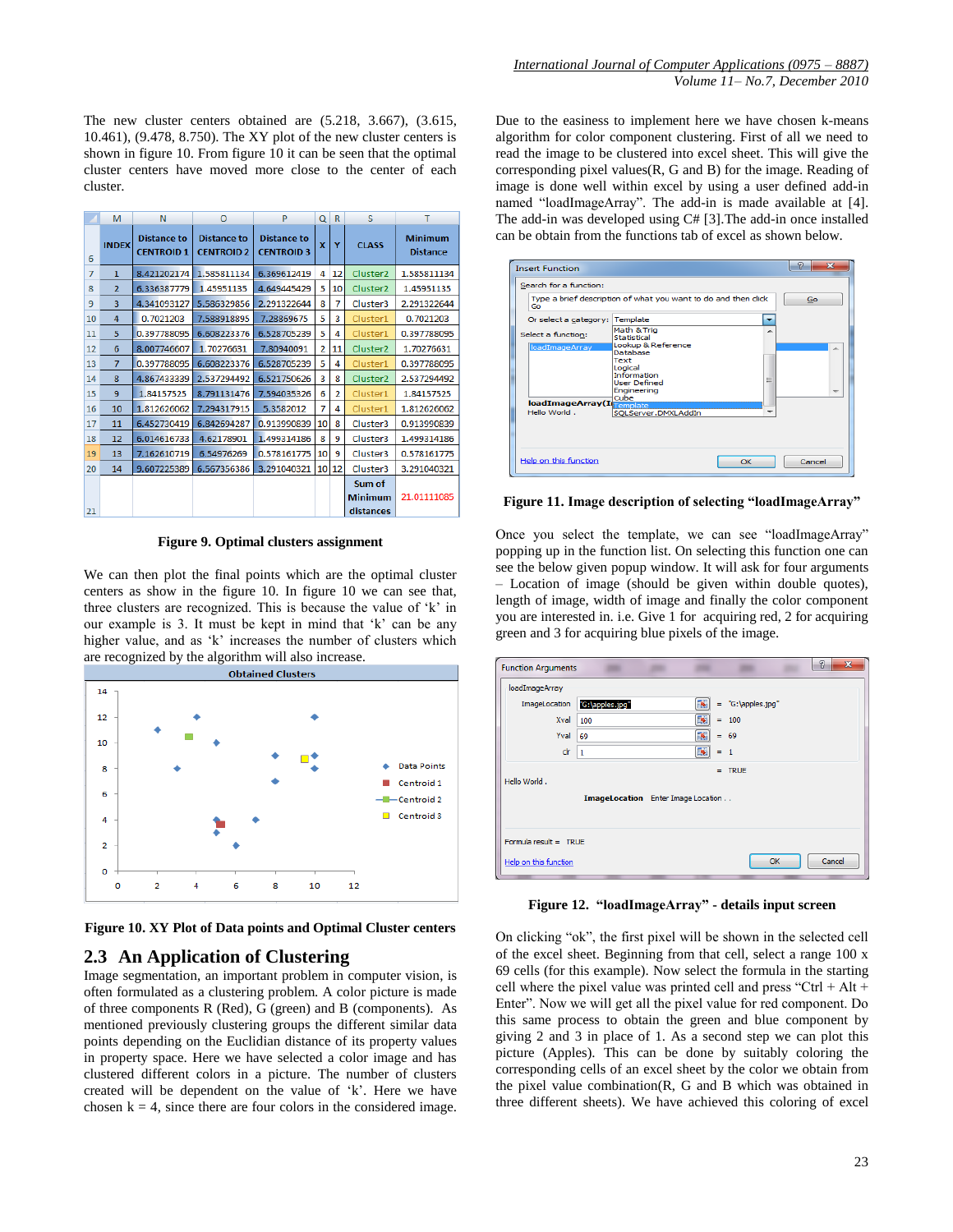The new cluster centers obtained are (5.218, 3.667), (3.615, 10.461), (9.478, 8.750). The XY plot of the new cluster centers is shown in figure 10. From figure 10 it can be seen that the optimal cluster centers have moved more close to the center of each cluster.

| INDEX | Distance to CENTROID 1 | Distance to CENTROID 2 | Distance to CENTROID 3 | X | Y | CLASS | Minimum Distance |
|---|---|---|---|---|---|---|---|
| 1 | 8.421202174 | 1.585811134 | 6.369612419 | 4 | 12 | Cluster2 | 1.585811134 |
| 2 | 6.336387779 | 1.45951135 | 4.649445429 | 5 | 10 | Cluster2 | 1.45951135 |
| 3 | 4.341093127 | 5.586329856 | 2.291322644 | 8 | 7 | Cluster3 | 2.291322644 |
| 4 | 0.7021203 | 7.588918895 | 7.28869675 | 5 | 3 | Cluster1 | 0.7021203 |
| 5 | 0.397788095 | 6.608223376 | 6.528705239 | 5 | 4 | Cluster1 | 0.397788095 |
| 6 | 8.007746607 | 1.70276631 | 7.80940091 | 2 | 11 | Cluster2 | 1.70276631 |
| 7 | 0.397788095 | 6.608223376 | 6.528705239 | 5 | 4 | Cluster1 | 0.397788095 |
| 8 | 4.867433339 | 2.537294492 | 6.521750626 | 3 | 8 | Cluster2 | 2.537294492 |
| 9 | 1.84157525 | 8.791131476 | 7.594035326 | 6 | 2 | Cluster1 | 1.84157525 |
| 10 | 1.812626062 | 7.294317915 | 5.3582012 | 7 | 4 | Cluster1 | 1.812626062 |
| 11 | 6.452730419 | 6.842694287 | 0.913990839 | 10 | 8 | Cluster3 | 0.913990839 |
| 12 | 6.014616733 | 4.62178901 | 1.499314186 | 8 | 9 | Cluster3 | 1.499314186 |
| 13 | 7.162610719 | 6.54976269 | 0.578161775 | 10 | 9 | Cluster3 | 0.578161775 |
| 14 | 9.607225389 | 6.567356386 | 3.291040321 | 10 | 12 | Cluster3 | 3.291040321 |
| | | | | | | Sum of Minimum distances | 21.01111085 |

**Figure 9. Optimal clusters assignment**

We can then plot the final points which are the optimal cluster centers as show in the figure 10. In figure 10 we can see that, three clusters are recognized. This is because the value of 'k' in our example is 3. It must be kept in mind that 'k' can be any higher value, and as 'k' increases the number of clusters which are recognized by the algorithm will also increase.

**Figure 10. XY Plot of Data points and Optimal Cluster centers**

## 2.3 An Application of Clustering

Image segmentation, an important problem in computer vision, is often formulated as a clustering problem. A color picture is made of three components R (Red), G (green) and B (components). As mentioned previously clustering groups the different similar data points depending on the Euclidian distance of its property values in property space. Here we have selected a color image and has clustered different colors in a picture. The number of clusters created will be dependent on the value of 'k'. Here we have chosen k = 4, since there are four colors in the considered image.

Due to the easiness to implement here we have chosen k-means algorithm for color component clustering. First of all we need to read the image to be clustered into excel sheet. This will give the corresponding pixel values(R, G and B) for the image. Reading of image is done well within excel by using a user defined add-in named "loadImageArray". The add-in is made available at [4]. The add-in was developed using C# [3].The add-in once installed can be obtain from the functions tab of excel as shown below.

**Figure 11. Image description of selecting "loadImageArray"**

Once you select the template, we can see "loadImageArray" popping up in the function list. On selecting this function one can see the below given popup window. It will ask for four arguments – Location of image (should be given within double quotes), length of image, width of image and finally the color component you are interested in. i.e. Give 1 for acquiring red, 2 for acquiring green and 3 for acquiring blue pixels of the image.

**Figure 12. "loadImageArray" - details input screen**

On clicking "ok", the first pixel will be shown in the selected cell of the excel sheet. Beginning from that cell, select a range 100 x 69 cells (for this example). Now select the formula in the starting cell where the pixel value was printed cell and press "Ctrl + Alt + Enter". Now we will get all the pixel value for red component. Do this same process to obtain the green and blue component by giving 2 and 3 in place of 1. As a second step we can plot this picture (Apples). This can be done by suitably coloring the corresponding cells of an excel sheet by the color we obtain from the pixel value combination(R, G and B which was obtained in three different sheets). We have achieved this coloring of excel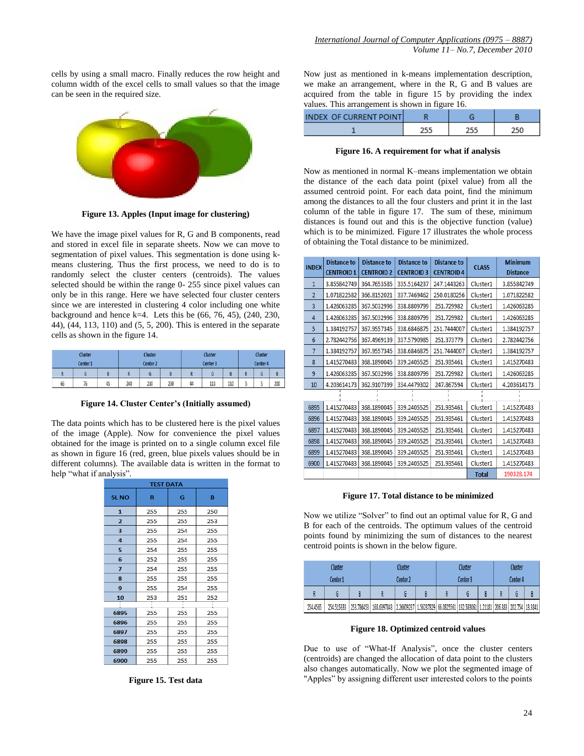cells by using a small macro. Finally reduces the row height and column width of the excel cells to small values so that the image can be seen in the required size.

Figure 13. Apples (Input image for clustering)

We have the image pixel values for R, G and B components, read and stored in excel file in separate sheets. Now we can move to segmentation of pixel values. This segmentation is done using k-means clustering. Thus the first process, we need to do is to randomly select the cluster centers (centroids). The values selected should be within the range 0- 255 since pixel values can only be in this range. Here we have selected four cluster centers since we are interested in clustering 4 color including one white background and hence k=4. Lets this be (66, 76, 45), (240, 230, 44), (44, 113, 110) and (5, 5, 200). This is entered in the separate cells as shown in the figure 14.

| Cluster Center1 | | | Cluster Center2 | | | Cluster Center3 | | | Cluster Center4 | | |
|---|---|---|---|---|---|---|---|---|---|---|---|
| R | G | B | R | G | B | R | G | B | R | G | B |
| 66 | 76 | 45 | 240 | 230 | 230 | 44 | 113 | 110 | 5 | 5 | 200 |

Figure 14. Cluster Center's (Initially assumed)

The data points which has to be clustered here is the pixel values of the image (Apple). Now for convenience the pixel values obtained for the image is printed on to a single column excel file as shown in figure 16 (red, green, blue pixels values should be in different columns). The available data is written in the format to help "what if analysis".

| TEST DATA | | | |
|---|---|---|---|
| SL NO | R | G | B |
| 1 | 255 | 255 | 250 |
| 2 | 255 | 255 | 253 |
| 3 | 255 | 254 | 253 |
| 4 | 255 | 254 | 255 |
| 5 | 254 | 255 | 255 |
| 6 | 252 | 255 | 255 |
| 7 | 254 | 255 | 255 |
| 8 | 255 | 255 | 255 |
| 9 | 255 | 254 | 255 |
| 10 | 253 | 251 | 252 |
| ⋮ | ⋮ | ⋮ | ⋮ |
| 6895 | 255 | 255 | 255 |
| 6896 | 255 | 255 | 255 |
| 6897 | 255 | 255 | 255 |
| 6898 | 255 | 255 | 255 |
| 6899 | 255 | 255 | 255 |
| 6900 | 255 | 255 | 255 |

Figure 15. Test data

Now just as mentioned in k-means implementation description, we make an arrangement, where in the R, G and B values are acquired from the table in figure 15 by providing the index values. This arrangement is shown in figure 16.

| INDEX OF CURRENT POINT | R | G | B |
|---|---|---|---|
| 1 | 255 | 255 | 250 |

Figure 16. A requirement for what if analysis

Now as mentioned in normal K–means implementation we obtain the distance of the each data point (pixel value) from all the assumed centroid point. For each data point, find the minimum among the distances to all the four clusters and print it in the last column of the table in figure 17. The sum of these, minimum distances is found out and this is the objective function (value) which is to be minimized. Figure 17 illustrates the whole process of obtaining the Total distance to be minimized.

| INDEX | Distance to CENTROID 1 | Distance to CENTROID 2 | Distance to CENTROID 3 | Distance to CENTROID 4 | CLASS | Minimum Distance |
|---|---|---|---|---|---|---|
| 1 | 3.855842749 | 364.7653585 | 335.5164237 | 247.1443263 | Cluster1 | 3.855842749 |
| 2 | 1.071822582 | 366.8152021 | 337.7469462 | 250.0180256 | Cluster1 | 1.071822582 |
| 3 | 1.426063285 | 367.5032996 | 338.8809799 | 251.729982 | Cluster1 | 1.426063285 |
| 4 | 1.426063285 | 367.5032996 | 338.8809799 | 251.729982 | Cluster1 | 1.426063285 |
| 5 | 1.384192757 | 367.9557345 | 338.6846875 | 251.7444007 | Cluster1 | 1.384192757 |
| 6 | 2.782442756 | 367.4969139 | 337.5790985 | 251.373779 | Cluster1 | 2.782442756 |
| 7 | 1.384192757 | 367.9557345 | 338.6846875 | 251.7444007 | Cluster1 | 1.384192757 |
| 8 | 1.415270483 | 368.1890045 | 339.2405525 | 251.935461 | Cluster1 | 1.415270483 |
| 9 | 1.426063285 | 367.5032996 | 338.8809799 | 251.729982 | Cluster1 | 1.426063285 |
| 10 | 4.203614173 | 362.9107399 | 334.4479302 | 247.867594 | Cluster1 | 4.203614173 |
| | ⋮ | ⋮ | ⋮ | ⋮ | ⋮ | ⋮ |
| 6895 | 1.415270483 | 368.1890045 | 339.2405525 | 251.935461 | Cluster1 | 1.415270483 |
| 6896 | 1.415270483 | 368.1890045 | 339.2405525 | 251.935461 | Cluster1 | 1.415270483 |
| 6897 | 1.415270483 | 368.1890045 | 339.2405525 | 251.935461 | Cluster1 | 1.415270483 |
| 6898 | 1.415270483 | 368.1890045 | 339.2405525 | 251.935461 | Cluster1 | 1.415270483 |
| 6899 | 1.415270483 | 368.1890045 | 339.2405525 | 251.935461 | Cluster1 | 1.415270483 |
| 6900 | 1.415270483 | 368.1890045 | 339.2405525 | 251.935461 | Cluster1 | 1.415270483 |
| | | | | | Total | 190328.174 |

Figure 17. Total distance to be minimized

Now we utilize "Solver" to find out an optimal value for R, G and B for each of the centroids. The optimum values of the centroid points found by minimizing the sum of distances to the nearest centroid points is shown in the below figure.

| Cluster Center1 | | | Cluster Center2 | | | Cluster Center3 | | | Cluster Center4 | | |
|---|---|---|---|---|---|---|---|---|---|---|---|
| R | G | B | R | G | B | R | G | B | R | G | B |
| 254.4565 | 254.515333 | 253.786453 | 168.6397843 | 2.26609237 | 1.56237829 | 66.0825561 | 132.583061 | 1.21181 | 206.383 | 202.754 | 13.3841 |

Figure 18. Optimized centroid values

Due to use of "What-If Analysis", once the cluster centers (centroids) are changed the allocation of data point to the clusters also changes automatically. Now we plot the segmented image of "Apples" by assigning different user interested colors to the points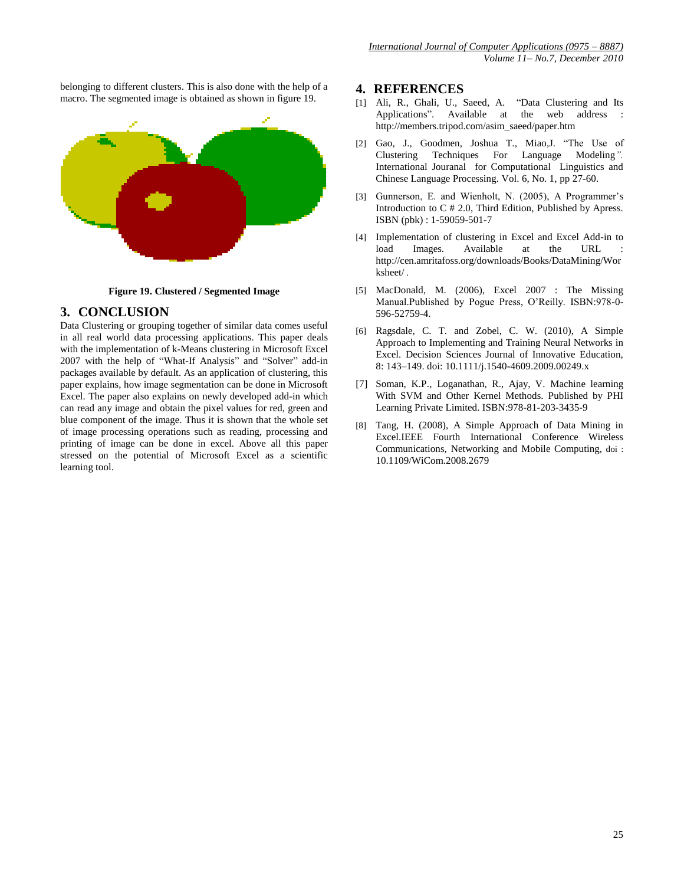belonging to different clusters. This is also done with the help of a macro. The segmented image is obtained as shown in figure 19.

**Figure 19. Clustered / Segmented Image**

## 3. CONCLUSION

Data Clustering or grouping together of similar data comes useful in all real world data processing applications. This paper deals with the implementation of k-Means clustering in Microsoft Excel 2007 with the help of "What-If Analysis" and "Solver" add-in packages available by default. As an application of clustering, this paper explains, how image segmentation can be done in Microsoft Excel. The paper also explains on newly developed add-in which can read any image and obtain the pixel values for red, green and blue component of the image. Thus it is shown that the whole set of image processing operations such as reading, processing and printing of image can be done in excel. Above all this paper stressed on the potential of Microsoft Excel as a scientific learning tool.

## 4. REFERENCES

[1] Ali, R., Ghali, U., Saeed, A. "Data Clustering and Its Applications". Available at the web address : http://members.tripod.com/asim_saeed/paper.htm

[2] Gao, J., Goodmen, Joshua T., Miao,J. "The Use of Clustering Techniques For Language Modeling". International Jouranal for Computational Linguistics and Chinese Language Processing. Vol. 6, No. 1, pp 27-60.

[3] Gunnerson, E. and Wienholt, N. (2005), A Programmer's Introduction to C # 2.0, Third Edition, Published by Apress. ISBN (pbk) : 1-59059-501-7

[4] Implementation of clustering in Excel and Excel Add-in to load Images. Available at the URL : http://cen.amritafoss.org/downloads/Books/DataMining/Worksheet/ .

[5] MacDonald, M. (2006), Excel 2007 : The Missing Manual.Published by Pogue Press, O'Reilly. ISBN:978-0-596-52759-4.

[6] Ragsdale, C. T. and Zobel, C. W. (2010), A Simple Approach to Implementing and Training Neural Networks in Excel. Decision Sciences Journal of Innovative Education, 8: 143–149. doi: 10.1111/j.1540-4609.2009.00249.x

[7] Soman, K.P., Loganathan, R., Ajay, V. Machine learning With SVM and Other Kernel Methods. Published by PHI Learning Private Limited. ISBN:978-81-203-3435-9

[8] Tang, H. (2008), A Simple Approach of Data Mining in Excel.IEEE Fourth International Conference Wireless Communications, Networking and Mobile Computing, doi : 10.1109/WiCom.2008.2679